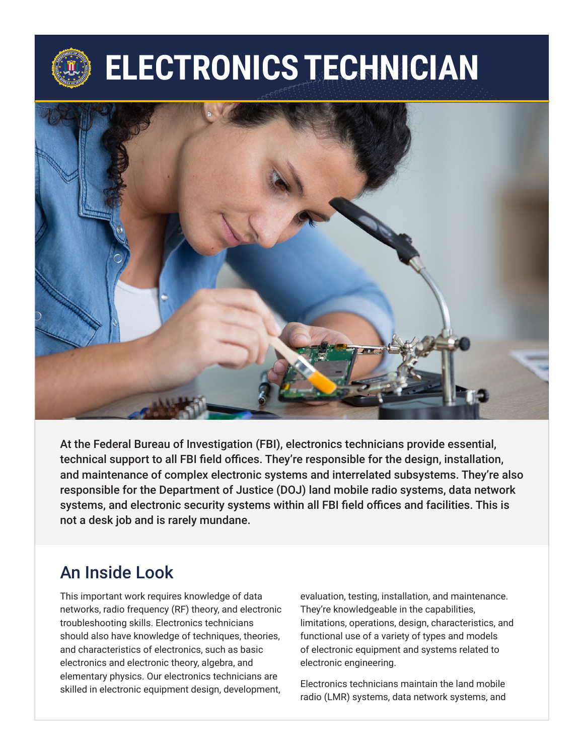# ELECTRONICS TECHNICIAN

**At the Federal Bureau of Investigation (FBI), electronics technicians provide essential, technical support to all FBI field offices. They're responsible for the design, installation, and maintenance of complex electronic systems and interrelated subsystems. They're also responsible for the Department of Justice (DOJ) land mobile radio systems, data network systems, and electronic security systems within all FBI field offices and facilities. This is not a desk job and is rarely mundane.**

## An Inside Look

This important work requires knowledge of data networks, radio frequency (RF) theory, and electronic troubleshooting skills. Electronics technicians should also have knowledge of techniques, theories, and characteristics of electronics, such as basic electronics and electronic theory, algebra, and elementary physics. Our electronics technicians are skilled in electronic equipment design, development, evaluation, testing, installation, and maintenance. They're knowledgeable in the capabilities, limitations, operations, design, characteristics, and functional use of a variety of types and models of electronic equipment and systems related to electronic engineering.

Electronics technicians maintain the land mobile radio (LMR) systems, data network systems, and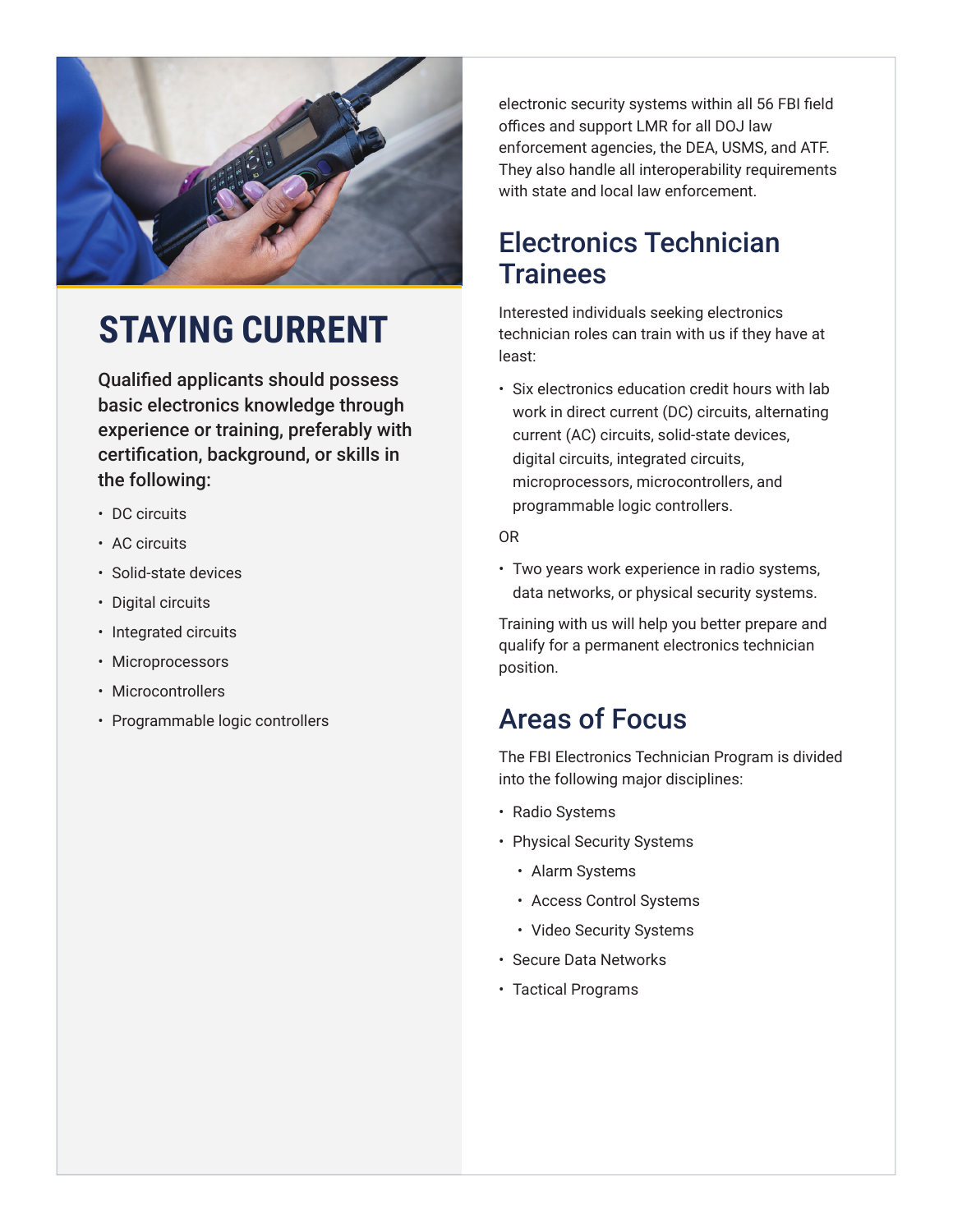## STAYING CURRENT

**Qualified applicants should possess basic electronics knowledge through experience or training, preferably with certification, background, or skills in the following:**

- DC circuits
- AC circuits
- Solid-state devices
- Digital circuits
- Integrated circuits
- Microprocessors
- Microcontrollers
- Programmable logic controllers

electronic security systems within all 56 FBI field offices and support LMR for all DOJ law enforcement agencies, the DEA, USMS, and ATF. They also handle all interoperability requirements with state and local law enforcement.

## Electronics Technician Trainees

Interested individuals seeking electronics technician roles can train with us if they have at least:

- Six electronics education credit hours with lab work in direct current (DC) circuits, alternating current (AC) circuits, solid-state devices, digital circuits, integrated circuits, microprocessors, microcontrollers, and programmable logic controllers.

OR

- Two years work experience in radio systems, data networks, or physical security systems.

Training with us will help you better prepare and qualify for a permanent electronics technician position.

## Areas of Focus

The FBI Electronics Technician Program is divided into the following major disciplines:

- Radio Systems
- Physical Security Systems
  - Alarm Systems
  - Access Control Systems
  - Video Security Systems
- Secure Data Networks
- Tactical Programs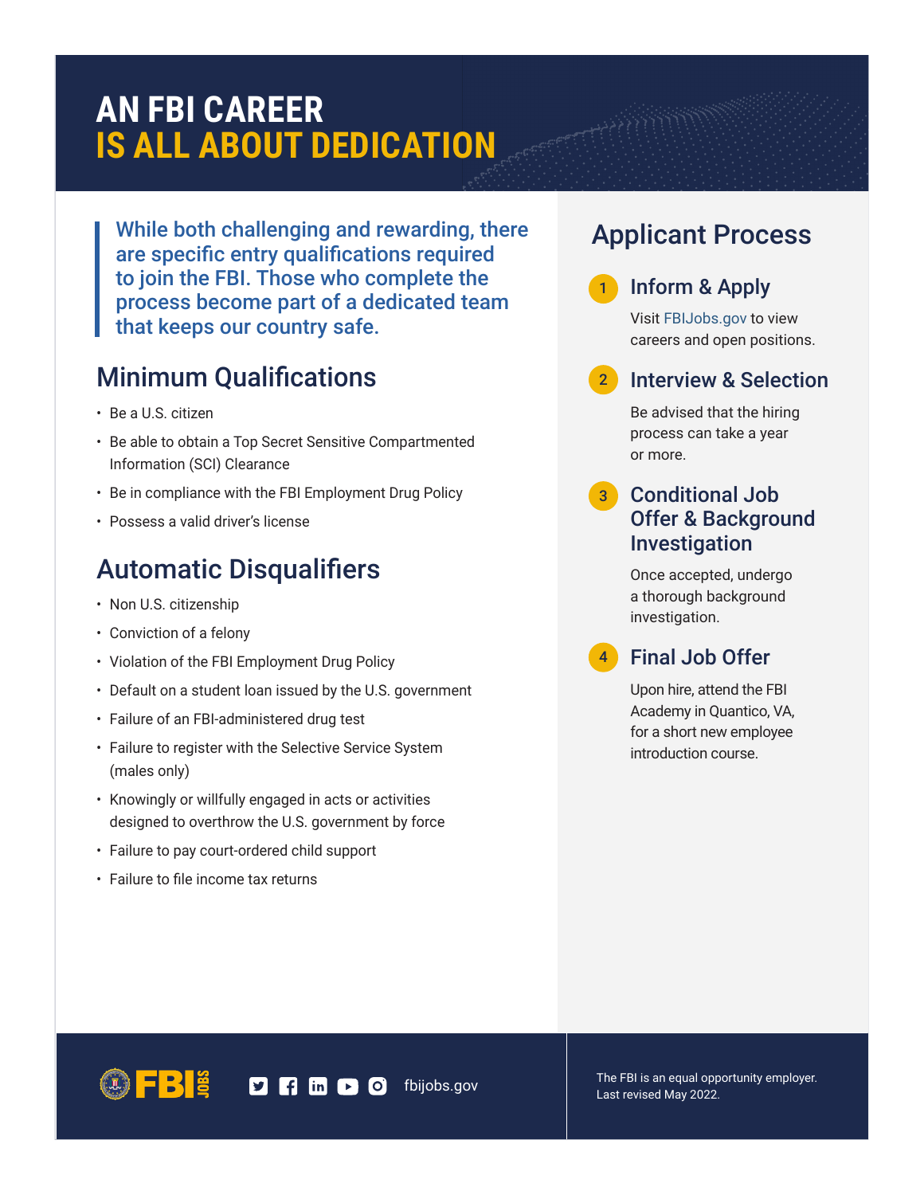# AN FBI CAREER IS ALL ABOUT DEDICATION

While both challenging and rewarding, there are specific entry qualifications required to join the FBI. Those who complete the process become part of a dedicated team that keeps our country safe.

## Minimum Qualifications

- Be a U.S. citizen
- Be able to obtain a Top Secret Sensitive Compartmented Information (SCI) Clearance
- Be in compliance with the FBI Employment Drug Policy
- Possess a valid driver's license

## Automatic Disqualifiers

- Non U.S. citizenship
- Conviction of a felony
- Violation of the FBI Employment Drug Policy
- Default on a student loan issued by the U.S. government
- Failure of an FBI-administered drug test
- Failure to register with the Selective Service System (males only)
- Knowingly or willfully engaged in acts or activities designed to overthrow the U.S. government by force
- Failure to pay court-ordered child support
- Failure to file income tax returns

## Applicant Process

### 1 Inform & Apply

Visit FBIJobs.gov to view careers and open positions.

### 2 Interview & Selection

Be advised that the hiring process can take a year or more.

### 3 Conditional Job Offer & Background Investigation

Once accepted, undergo a thorough background investigation.

### 4 Final Job Offer

Upon hire, attend the FBI Academy in Quantico, VA, for a short new employee introduction course.

FBI JOBS

fbijobs.gov

The FBI is an equal opportunity employer.
Last revised May 2022.